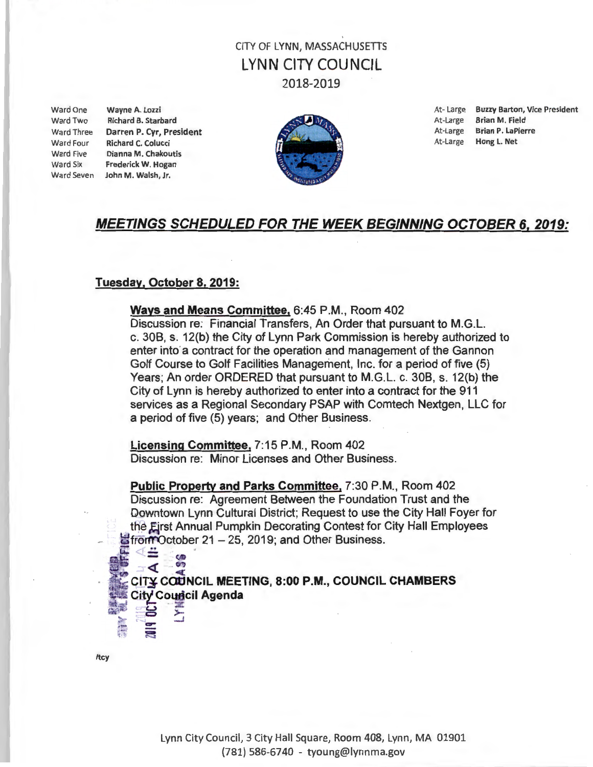CITY OF LYNN, MASSACHUSETTS

# LYNN CITY COUNCIL

2018-2019

| Ward | Councillor | At-Large | Councillor |
| --- | --- | --- | --- |
| Ward One | Wayne A. Lozzi | At-Large | **Buzzy Barton, Vice President** |
| Ward Two | Richard B. Starbard | At-Large | Brian M. Field |
| Ward Three | **Darren P. Cyr, President** | At-Large | Brian P. LaPierre |
| Ward Four | Richard C. Colucci | At-Large | Hong L. Net |
| Ward Five | Dianna M. Chakoutis | | |
| Ward Six | Frederick W. Hogan | | |
| Ward Seven | John M. Walsh, Jr. | | |

## ***MEETINGS SCHEDULED FOR THE WEEK BEGINNING OCTOBER 6, 2019:***

### Tuesday, October 8, 2019:

**Ways and Means Committee,** 6:45 P.M., Room 402
Discussion re: Financial Transfers, An Order that pursuant to M.G.L. c. 30B, s. 12(b) the City of Lynn Park Commission is hereby authorized to enter into a contract for the operation and management of the Gannon Golf Course to Golf Facilities Management, Inc. for a period of five (5) Years; An order ORDERED that pursuant to M.G.L. c. 30B, s. 12(b) the City of Lynn is hereby authorized to enter into a contract for the 911 services as a Regional Secondary PSAP with Comtech Nextgen, LLC for a period of five (5) years; and Other Business.

**Licensing Committee,** 7:15 P.M., Room 402
Discussion re: Minor Licenses and Other Business.

**Public Property and Parks Committee,** 7:30 P.M., Room 402
Discussion re: Agreement Between the Foundation Trust and the Downtown Lynn Cultural District; Request to use the City Hall Foyer for the First Annual Pumpkin Decorating Contest for City Hall Employees from October 21 – 25, 2019; and Other Business.

**CITY COUNCIL MEETING, 8:00 P.M., COUNCIL CHAMBERS**
**City Council Agenda**

/tcy

Lynn City Council, 3 City Hall Square, Room 408, Lynn, MA 01901
(781) 586-6740 - tyoung@lynnma.gov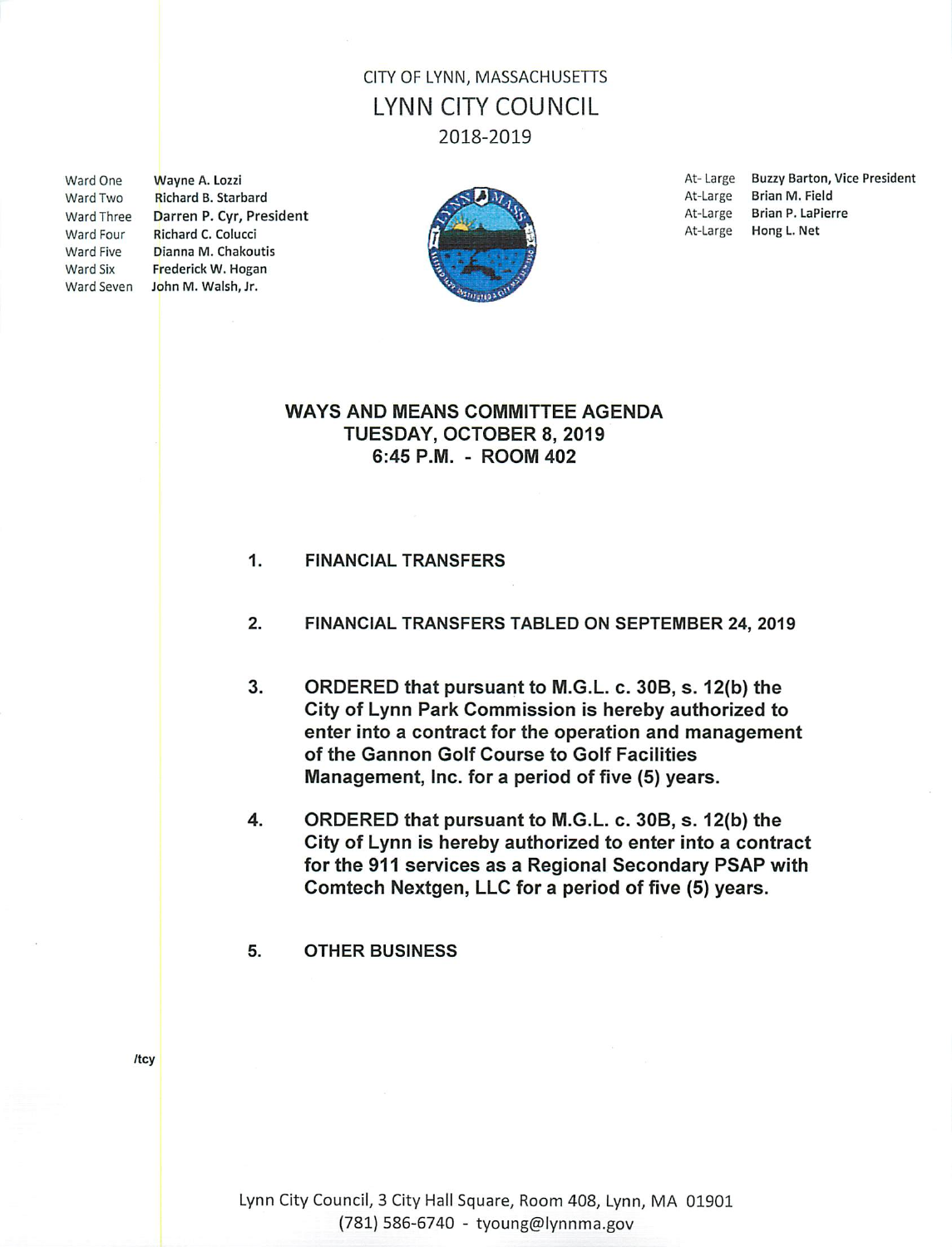CITY OF LYNN, MASSACHUSETTS

# LYNN CITY COUNCIL

2018-2019

| | |
|---|---|
| Ward One | Wayne A. Lozzi |
| Ward Two | Richard B. Starbard |
| Ward Three | Darren P. Cyr, President |
| Ward Four | Richard C. Colucci |
| Ward Five | Dianna M. Chakoutis |
| Ward Six | Frederick W. Hogan |
| Ward Seven | John M. Walsh, Jr. |

| | |
|---|---|
| At-Large | Buzzy Barton, Vice President |
| At-Large | Brian M. Field |
| At-Large | Brian P. LaPierre |
| At-Large | Hong L. Net |

## WAYS AND MEANS COMMITTEE AGENDA
## TUESDAY, OCTOBER 8, 2019
## 6:45 P.M. - ROOM 402

1. **FINANCIAL TRANSFERS**

2. **FINANCIAL TRANSFERS TABLED ON SEPTEMBER 24, 2019**

3. **ORDERED that pursuant to M.G.L. c. 30B, s. 12(b) the City of Lynn Park Commission is hereby authorized to enter into a contract for the operation and management of the Gannon Golf Course to Golf Facilities Management, Inc. for a period of five (5) years.**

4. **ORDERED that pursuant to M.G.L. c. 30B, s. 12(b) the City of Lynn is hereby authorized to enter into a contract for the 911 services as a Regional Secondary PSAP with Comtech Nextgen, LLC for a period of five (5) years.**

5. **OTHER BUSINESS**

/tcy

Lynn City Council, 3 City Hall Square, Room 408, Lynn, MA 01901
(781) 586-6740 - tyoung@lynnma.gov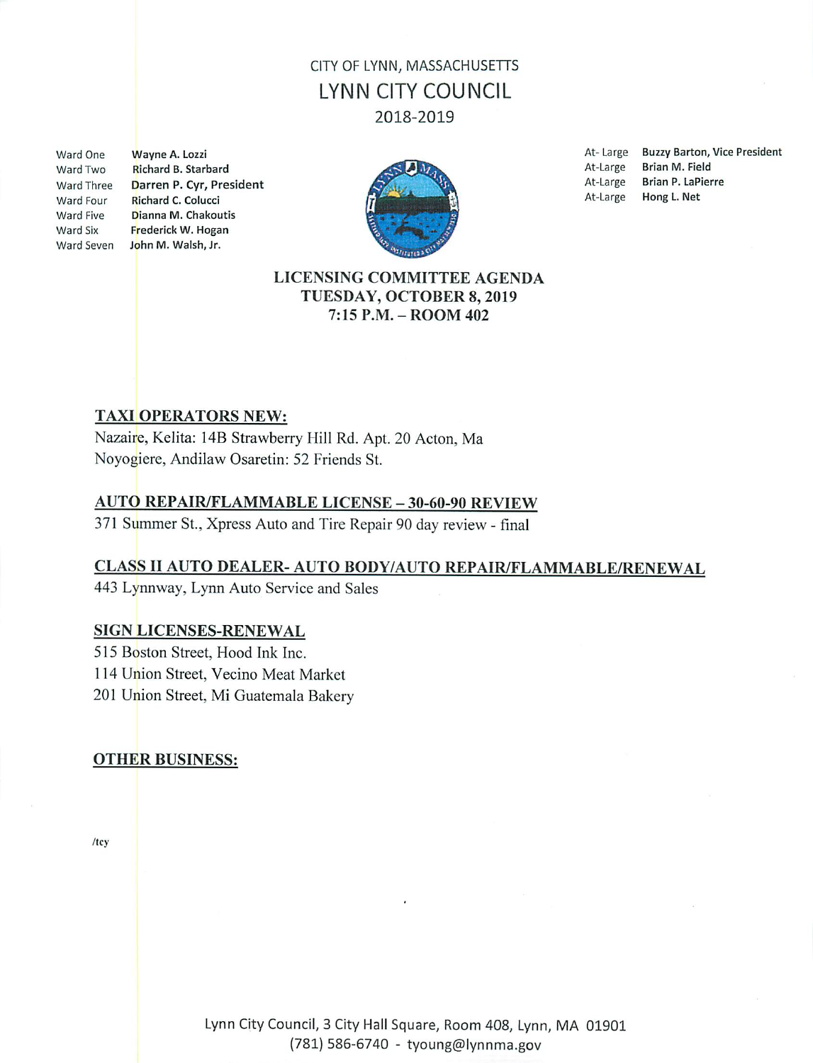CITY OF LYNN, MASSACHUSETTS

# LYNN CITY COUNCIL

2018-2019

| | | | |
|---|---|---|---|
| Ward One | Wayne A. Lozzi | At-Large | Buzzy Barton, Vice President |
| Ward Two | Richard B. Starbard | At-Large | Brian M. Field |
| Ward Three | Darren P. Cyr, President | At-Large | Brian P. LaPierre |
| Ward Four | Richard C. Colucci | At-Large | Hong L. Net |
| Ward Five | Dianna M. Chakoutis | | |
| Ward Six | Frederick W. Hogan | | |
| Ward Seven | John M. Walsh, Jr. | | |

## LICENSING COMMITTEE AGENDA
## TUESDAY, OCTOBER 8, 2019
## 7:15 P.M. – ROOM 402

### TAXI OPERATORS NEW:

Nazaire, Kelita: 14B Strawberry Hill Rd. Apt. 20 Acton, Ma
Noyogiere, Andilaw Osaretin: 52 Friends St.

### AUTO REPAIR/FLAMMABLE LICENSE – 30-60-90 REVIEW

371 Summer St., Xpress Auto and Tire Repair 90 day review - final

### CLASS II AUTO DEALER- AUTO BODY/AUTO REPAIR/FLAMMABLE/RENEWAL

443 Lynnway, Lynn Auto Service and Sales

### SIGN LICENSES-RENEWAL

515 Boston Street, Hood Ink Inc.
114 Union Street, Vecino Meat Market
201 Union Street, Mi Guatemala Bakery

### OTHER BUSINESS:

/tcy

Lynn City Council, 3 City Hall Square, Room 408, Lynn, MA 01901
(781) 586-6740 - tyoung@lynnma.gov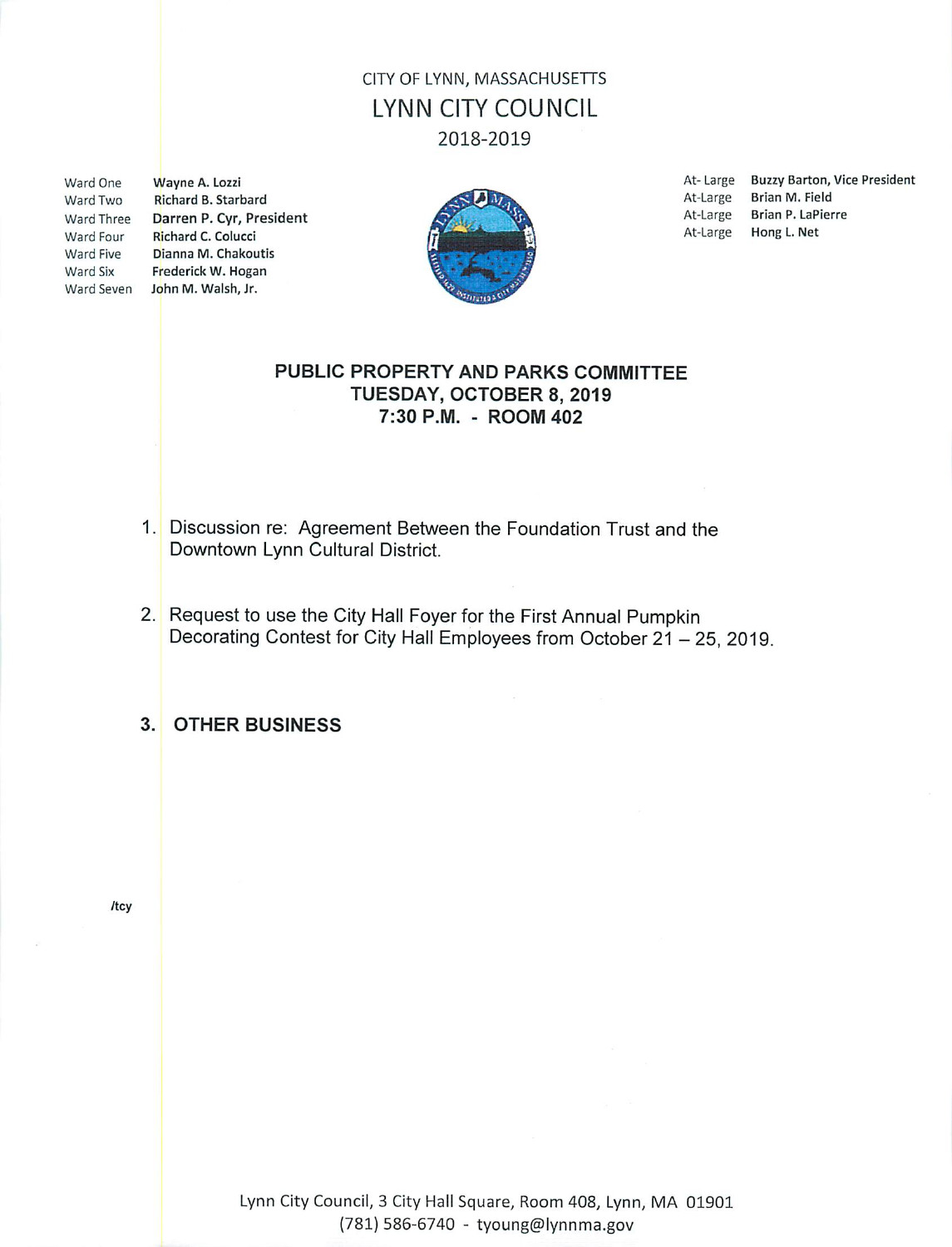CITY OF LYNN, MASSACHUSETTS

# LYNN CITY COUNCIL

2018-2019

| | |
|---|---|
| Ward One | Wayne A. Lozzi |
| Ward Two | Richard B. Starbard |
| Ward Three | Darren P. Cyr, President |
| Ward Four | Richard C. Colucci |
| Ward Five | Dianna M. Chakoutis |
| Ward Six | Frederick W. Hogan |
| Ward Seven | John M. Walsh, Jr. |

| | |
|---|---|
| At-Large | Buzzy Barton, Vice President |
| At-Large | Brian M. Field |
| At-Large | Brian P. LaPierre |
| At-Large | Hong L. Net |

## PUBLIC PROPERTY AND PARKS COMMITTEE
## TUESDAY, OCTOBER 8, 2019
## 7:30 P.M. - ROOM 402

1. Discussion re: Agreement Between the Foundation Trust and the Downtown Lynn Cultural District.

2. Request to use the City Hall Foyer for the First Annual Pumpkin Decorating Contest for City Hall Employees from October 21 – 25, 2019.

3. **OTHER BUSINESS**

/tcy

Lynn City Council, 3 City Hall Square, Room 408, Lynn, MA 01901
(781) 586-6740 - tyoung@lynnma.gov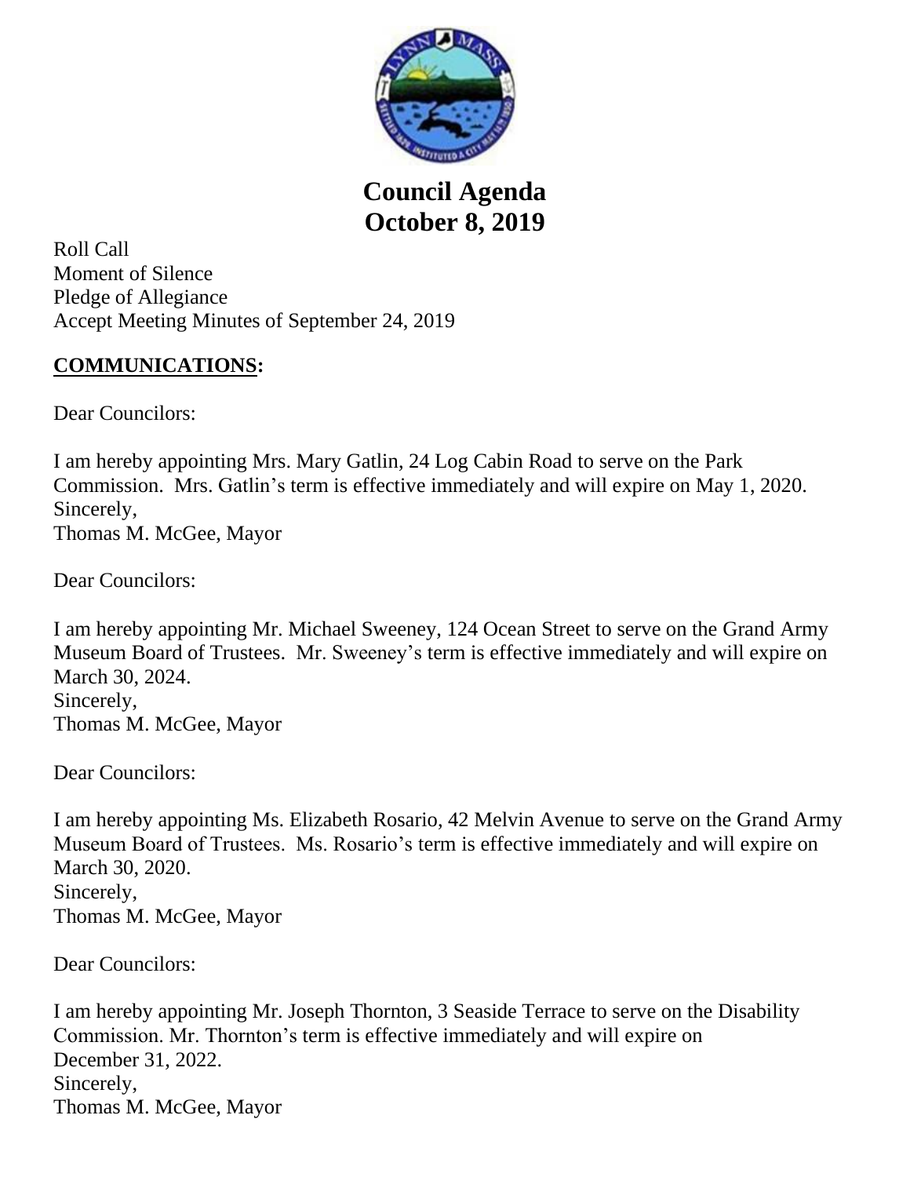# Council Agenda
# October 8, 2019

Roll Call
Moment of Silence
Pledge of Allegiance
Accept Meeting Minutes of September 24, 2019

## COMMUNICATIONS:

Dear Councilors:

I am hereby appointing Mrs. Mary Gatlin, 24 Log Cabin Road to serve on the Park Commission. Mrs. Gatlin's term is effective immediately and will expire on May 1, 2020.
Sincerely,
Thomas M. McGee, Mayor

Dear Councilors:

I am hereby appointing Mr. Michael Sweeney, 124 Ocean Street to serve on the Grand Army Museum Board of Trustees. Mr. Sweeney's term is effective immediately and will expire on March 30, 2024.
Sincerely,
Thomas M. McGee, Mayor

Dear Councilors:

I am hereby appointing Ms. Elizabeth Rosario, 42 Melvin Avenue to serve on the Grand Army Museum Board of Trustees. Ms. Rosario's term is effective immediately and will expire on March 30, 2020.
Sincerely,
Thomas M. McGee, Mayor

Dear Councilors:

I am hereby appointing Mr. Joseph Thornton, 3 Seaside Terrace to serve on the Disability Commission. Mr. Thornton's term is effective immediately and will expire on December 31, 2022.
Sincerely,
Thomas M. McGee, Mayor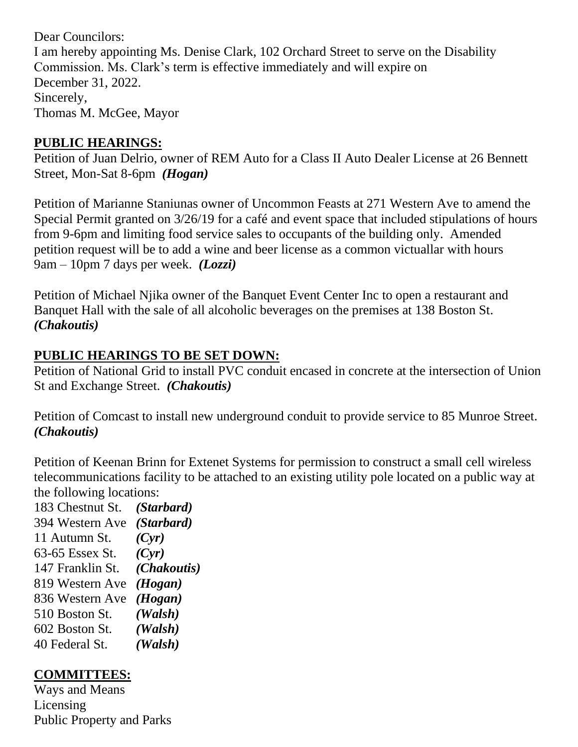Dear Councilors:
I am hereby appointing Ms. Denise Clark, 102 Orchard Street to serve on the Disability Commission. Ms. Clark's term is effective immediately and will expire on December 31, 2022.
Sincerely,
Thomas M. McGee, Mayor

## PUBLIC HEARINGS:

Petition of Juan Delrio, owner of REM Auto for a Class II Auto Dealer License at 26 Bennett Street, Mon-Sat 8-6pm ***(Hogan)***

Petition of Marianne Staniunas owner of Uncommon Feasts at 271 Western Ave to amend the Special Permit granted on 3/26/19 for a café and event space that included stipulations of hours from 9-6pm and limiting food service sales to occupants of the building only. Amended petition request will be to add a wine and beer license as a common victuallar with hours 9am – 10pm 7 days per week. ***(Lozzi)***

Petition of Michael Njika owner of the Banquet Event Center Inc to open a restaurant and Banquet Hall with the sale of all alcoholic beverages on the premises at 138 Boston St. ***(Chakoutis)***

## PUBLIC HEARINGS TO BE SET DOWN:

Petition of National Grid to install PVC conduit encased in concrete at the intersection of Union St and Exchange Street. ***(Chakoutis)***

Petition of Comcast to install new underground conduit to provide service to 85 Munroe Street. ***(Chakoutis)***

Petition of Keenan Brinn for Extenet Systems for permission to construct a small cell wireless telecommunications facility to be attached to an existing utility pole located on a public way at the following locations:

183 Chestnut St. ***(Starbard)***
394 Western Ave ***(Starbard)***
11 Autumn St. ***(Cyr)***
63-65 Essex St. ***(Cyr)***
147 Franklin St. ***(Chakoutis)***
819 Western Ave ***(Hogan)***
836 Western Ave ***(Hogan)***
510 Boston St. ***(Walsh)***
602 Boston St. ***(Walsh)***
40 Federal St. ***(Walsh)***

## COMMITTEES:

Ways and Means
Licensing
Public Property and Parks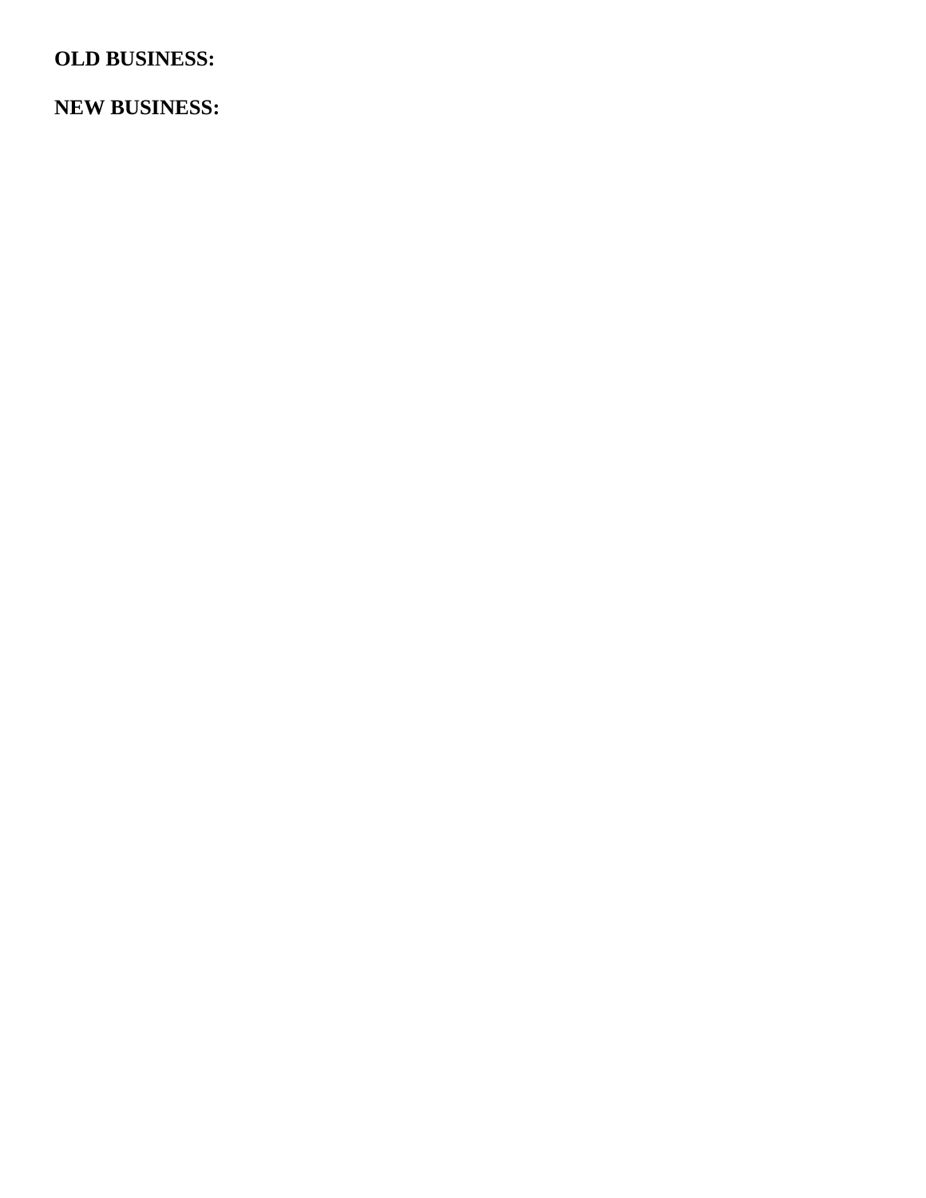**OLD BUSINESS:**

**NEW BUSINESS:**